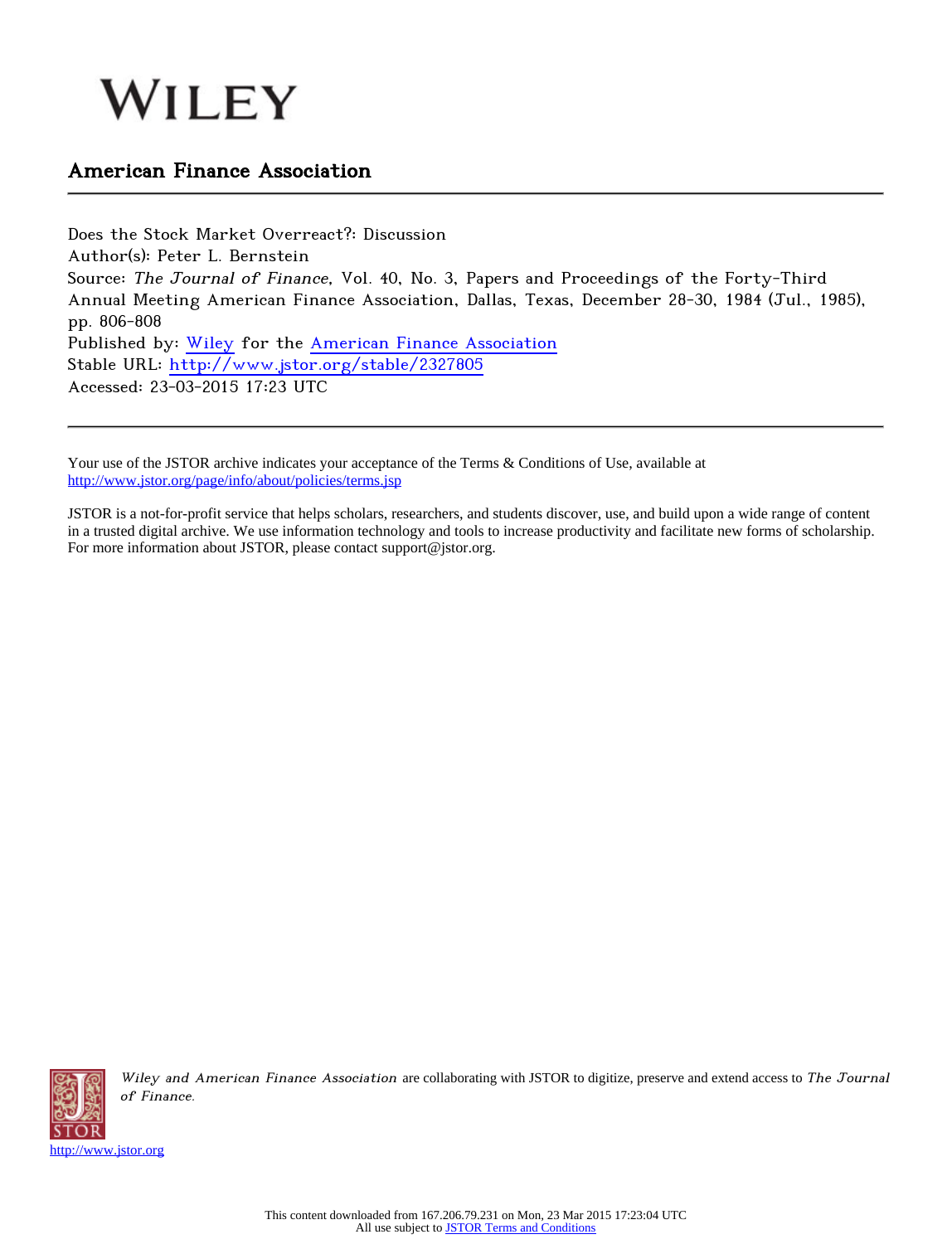WILEY

## American Finance Association

---

Does the Stock Market Overreact?: Discussion
Author(s): Peter L. Bernstein
Source: *The Journal of Finance*, Vol. 40, No. 3, Papers and Proceedings of the Forty-Third Annual Meeting American Finance Association, Dallas, Texas, December 28-30, 1984 (Jul., 1985), pp. 806-808
Published by: Wiley for the American Finance Association
Stable URL: http://www.jstor.org/stable/2327805
Accessed: 23-03-2015 17:23 UTC

---

Your use of the JSTOR archive indicates your acceptance of the Terms & Conditions of Use, available at http://www.jstor.org/page/info/about/policies/terms.jsp

JSTOR is a not-for-profit service that helps scholars, researchers, and students discover, use, and build upon a wide range of content in a trusted digital archive. We use information technology and tools to increase productivity and facilitate new forms of scholarship. For more information about JSTOR, please contact support@jstor.org.

*Wiley and American Finance Association* are collaborating with JSTOR to digitize, preserve and extend access to *The Journal of Finance*.

http://www.jstor.org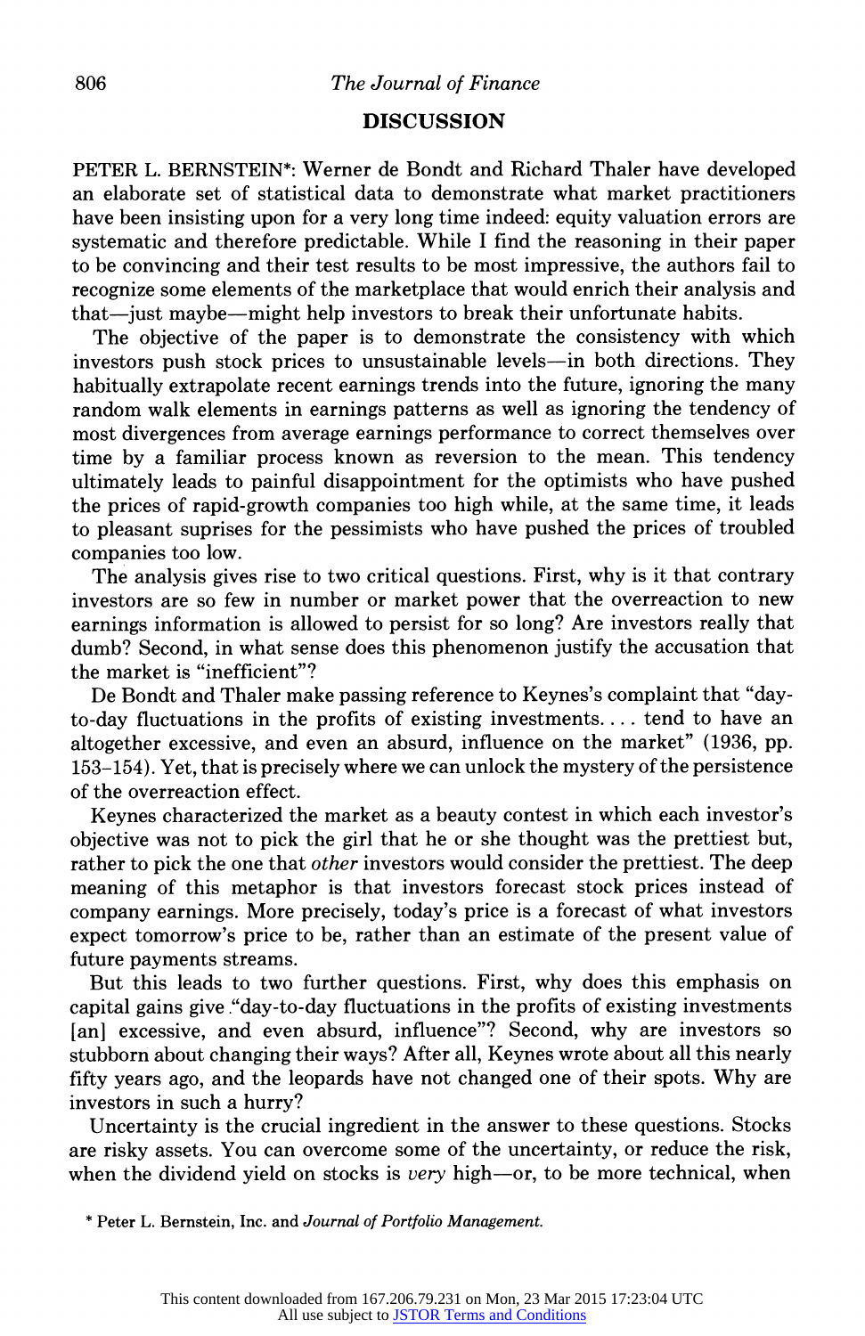## DISCUSSION

PETER L. BERNSTEIN*: Werner de Bondt and Richard Thaler have developed an elaborate set of statistical data to demonstrate what market practitioners have been insisting upon for a very long time indeed: equity valuation errors are systematic and therefore predictable. While I find the reasoning in their paper to be convincing and their test results to be most impressive, the authors fail to recognize some elements of the marketplace that would enrich their analysis and that—just maybe—might help investors to break their unfortunate habits.

The objective of the paper is to demonstrate the consistency with which investors push stock prices to unsustainable levels—in both directions. They habitually extrapolate recent earnings trends into the future, ignoring the many random walk elements in earnings patterns as well as ignoring the tendency of most divergences from average earnings performance to correct themselves over time by a familiar process known as reversion to the mean. This tendency ultimately leads to painful disappointment for the optimists who have pushed the prices of rapid-growth companies too high while, at the same time, it leads to pleasant suprises for the pessimists who have pushed the prices of troubled companies too low.

The analysis gives rise to two critical questions. First, why is it that contrary investors are so few in number or market power that the overreaction to new earnings information is allowed to persist for so long? Are investors really that dumb? Second, in what sense does this phenomenon justify the accusation that the market is "inefficient"?

De Bondt and Thaler make passing reference to Keynes's complaint that "day-to-day fluctuations in the profits of existing investments. . . . tend to have an altogether excessive, and even an absurd, influence on the market" (1936, pp. 153–154). Yet, that is precisely where we can unlock the mystery of the persistence of the overreaction effect.

Keynes characterized the market as a beauty contest in which each investor's objective was not to pick the girl that he or she thought was the prettiest but, rather to pick the one that *other* investors would consider the prettiest. The deep meaning of this metaphor is that investors forecast stock prices instead of company earnings. More precisely, today's price is a forecast of what investors expect tomorrow's price to be, rather than an estimate of the present value of future payments streams.

But this leads to two further questions. First, why does this emphasis on capital gains give "day-to-day fluctuations in the profits of existing investments [an] excessive, and even absurd, influence"? Second, why are investors so stubborn about changing their ways? After all, Keynes wrote about all this nearly fifty years ago, and the leopards have not changed one of their spots. Why are investors in such a hurry?

Uncertainty is the crucial ingredient in the answer to these questions. Stocks are risky assets. You can overcome some of the uncertainty, or reduce the risk, when the dividend yield on stocks is *very* high—or, to be more technical, when

\* Peter L. Bernstein, Inc. and *Journal of Portfolio Management.*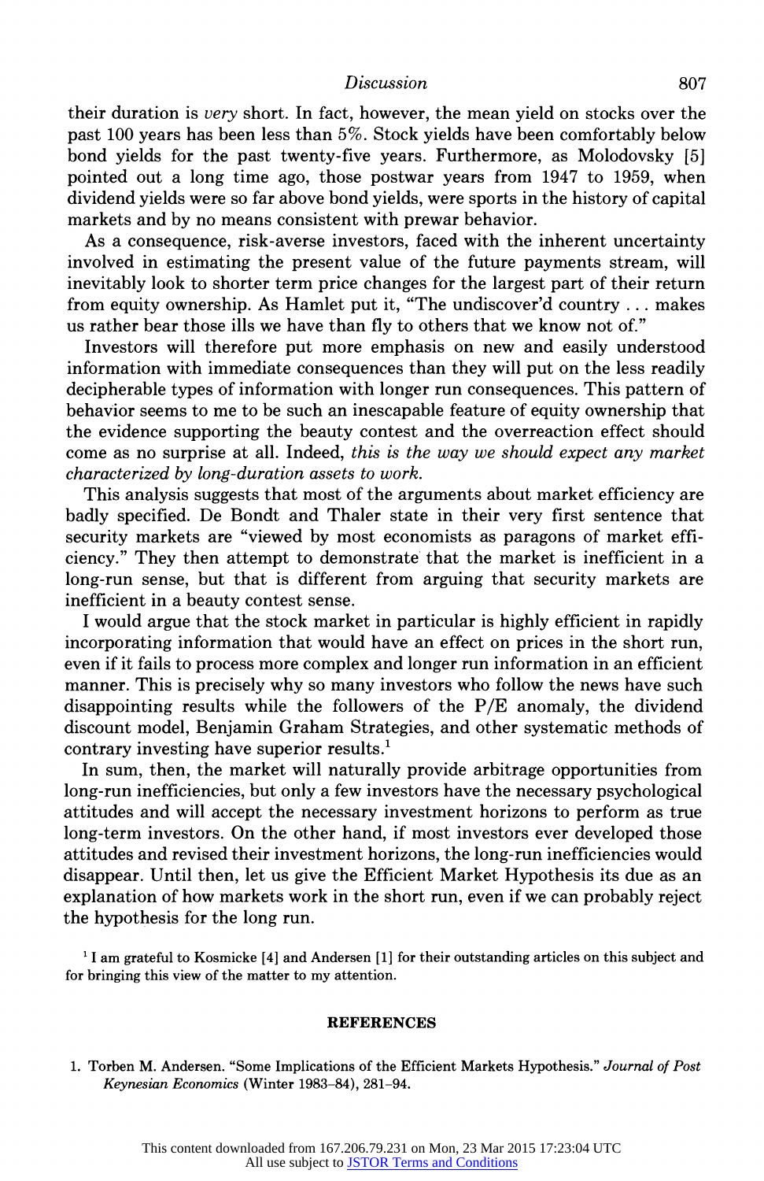their duration is *very* short. In fact, however, the mean yield on stocks over the past 100 years has been less than 5%. Stock yields have been comfortably below bond yields for the past twenty-five years. Furthermore, as Molodovsky [5] pointed out a long time ago, those postwar years from 1947 to 1959, when dividend yields were so far above bond yields, were sports in the history of capital markets and by no means consistent with prewar behavior.

As a consequence, risk-averse investors, faced with the inherent uncertainty involved in estimating the present value of the future payments stream, will inevitably look to shorter term price changes for the largest part of their return from equity ownership. As Hamlet put it, "The undiscover'd country . . . makes us rather bear those ills we have than fly to others that we know not of."

Investors will therefore put more emphasis on new and easily understood information with immediate consequences than they will put on the less readily decipherable types of information with longer run consequences. This pattern of behavior seems to me to be such an inescapable feature of equity ownership that the evidence supporting the beauty contest and the overreaction effect should come as no surprise at all. Indeed, *this is the way we should expect any market characterized by long-duration assets to work.*

This analysis suggests that most of the arguments about market efficiency are badly specified. De Bondt and Thaler state in their very first sentence that security markets are "viewed by most economists as paragons of market efficiency." They then attempt to demonstrate that the market is inefficient in a long-run sense, but that is different from arguing that security markets are inefficient in a beauty contest sense.

I would argue that the stock market in particular is highly efficient in rapidly incorporating information that would have an effect on prices in the short run, even if it fails to process more complex and longer run information in an efficient manner. This is precisely why so many investors who follow the news have such disappointing results while the followers of the P/E anomaly, the dividend discount model, Benjamin Graham Strategies, and other systematic methods of contrary investing have superior results.[1]

In sum, then, the market will naturally provide arbitrage opportunities from long-run inefficiencies, but only a few investors have the necessary psychological attitudes and will accept the necessary investment horizons to perform as true long-term investors. On the other hand, if most investors ever developed those attitudes and revised their investment horizons, the long-run inefficiencies would disappear. Until then, let us give the Efficient Market Hypothesis its due as an explanation of how markets work in the short run, even if we can probably reject the hypothesis for the long run.

[1] I am grateful to Kosmicke [4] and Andersen [1] for their outstanding articles on this subject and for bringing this view of the matter to my attention.

## REFERENCES

1. Torben M. Andersen. "Some Implications of the Efficient Markets Hypothesis." *Journal of Post Keynesian Economics* (Winter 1983–84), 281–94.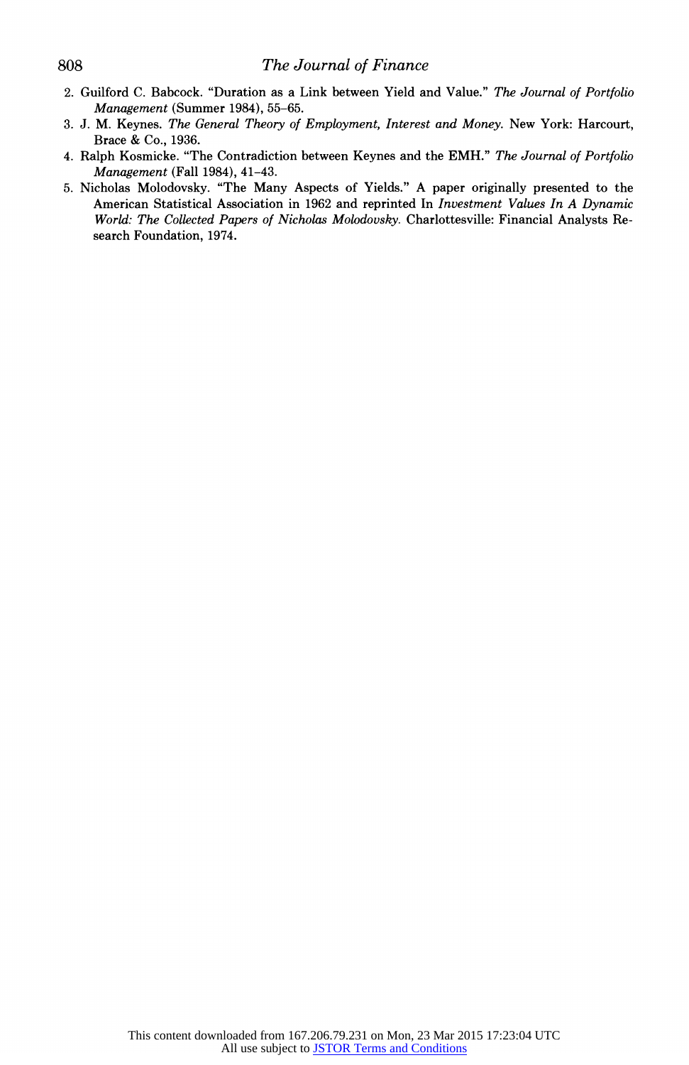2. Guilford C. Babcock. "Duration as a Link between Yield and Value." *The Journal of Portfolio Management* (Summer 1984), 55–65.
3. J. M. Keynes. *The General Theory of Employment, Interest and Money.* New York: Harcourt, Brace & Co., 1936.
4. Ralph Kosmicke. "The Contradiction between Keynes and the EMH." *The Journal of Portfolio Management* (Fall 1984), 41–43.
5. Nicholas Molodovsky. "The Many Aspects of Yields." A paper originally presented to the American Statistical Association in 1962 and reprinted In *Investment Values In A Dynamic World: The Collected Papers of Nicholas Molodovsky.* Charlottesville: Financial Analysts Research Foundation, 1974.